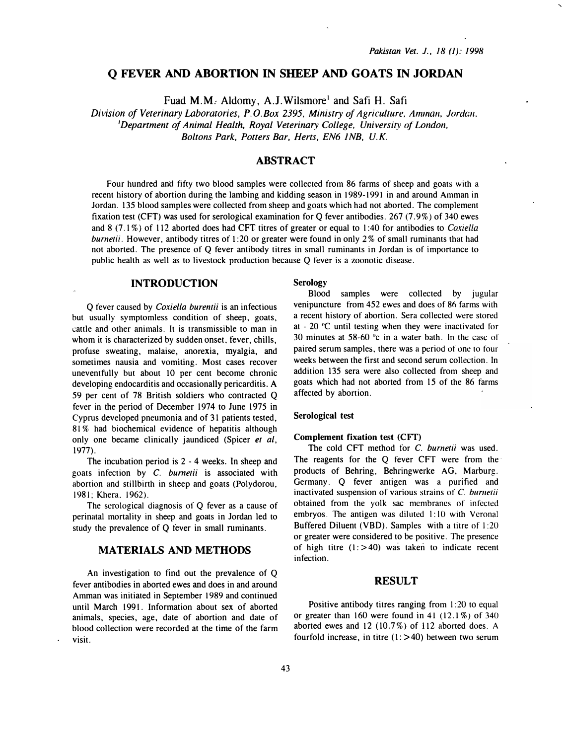# Q FEVER AND ABORTION IN SHEEP AND GOATS IN JORDAN

Fuad M.M. Aldomy, A.J.Wilsmore[1] and Safi H. Safi

*Division of Veterinary Laboratories, P.O.Box 2395, Ministry of Agriculture, Amman, Jordan,*
*[1]Department of Animal Health, Royal Veterinary College, University of London, Boltons Park, Potters Bar, Herts, EN6 1NB, U.K.*

## ABSTRACT

Four hundred and fifty two blood samples were collected from 86 farms of sheep and goats with a recent history of abortion during the lambing and kidding season in 1989-1991 in and around Amman in Jordan. 135 blood samples were collected from sheep and goats which had not aborted. The complement fixation test (CFT) was used for serological examination for Q fever antibodies. 267 (7.9%) of 340 ewes and 8 (7.1%) of 112 aborted does had CFT titres of greater or equal to 1:40 for antibodies to *Coxiella burnetii*. However, antibody titres of 1:20 or greater were found in only 2% of small ruminants that had not aborted. The presence of Q fever antibody titres in small ruminants in Jordan is of importance to public health as well as to livestock production because Q fever is a zoonotic disease.

## INTRODUCTION

Q fever caused by *Coxiella burentii* is an infectious but usually symptomless condition of sheep, goats, cattle and other animals. It is transmissible to man in whom it is characterized by sudden onset, fever, chills, profuse sweating, malaise, anorexia, myalgia, and sometimes nausia and vomiting. Most cases recover uneventfully but about 10 per cent become chronic developing endocarditis and occasionally pericarditis. A 59 per cent of 78 British soldiers who contracted Q fever in the period of December 1974 to June 1975 in Cyprus developed pneumonia and of 31 patients tested, 81% had biochemical evidence of hepatitis although only one became clinically jaundiced (Spicer *et al*, 1977).

The incubation period is 2 - 4 weeks. In sheep and goats infection by *C. burnetii* is associated with abortion and stillbirth in sheep and goats (Polydorou, 1981; Khera, 1962).

The serological diagnosis of Q fever as a cause of perinatal mortality in sheep and goats in Jordan led to study the prevalence of Q fever in small ruminants.

## MATERIALS AND METHODS

An investigation to find out the prevalence of Q fever antibodies in aborted ewes and does in and around Amman was initiated in September 1989 and continued until March 1991. Information about sex of aborted animals, species, age, date of abortion and date of blood collection were recorded at the time of the farm visit.

### Serology

Blood samples were collected by jugular venipuncture from 452 ewes and does of 86 farms with a recent history of abortion. Sera collected were stored at - 20 °C until testing when they were inactivated for 30 minutes at 58-60 °c in a water bath. In the case of paired serum samples, there was a period of one to four weeks between the first and second serum collection. In addition 135 sera were also collected from sheep and goats which had not aborted from 15 of the 86 farms affected by abortion.

### Serological test

#### Complement fixation test (CFT)

The cold CFT method for *C. burnetii* was used. The reagents for the Q fever CFT were from the products of Behring, Behringwerke AG, Marburg. Germany. Q fever antigen was a purified and inactivated suspension of various strains of *C. burnetii* obtained from the yolk sac membranes of infected embryos. The antigen was diluted 1:10 with Veronal Buffered Diluent (VBD). Samples with a titre of 1:20 or greater were considered to be positive. The presence of high titre (1:>40) was taken to indicate recent infection.

## RESULT

Positive antibody titres ranging from 1:20 to equal or greater than 160 were found in 41 (12.1%) of 340 aborted ewes and 12 (10.7%) of 112 aborted does. A fourfold increase, in titre (1:>40) between two serum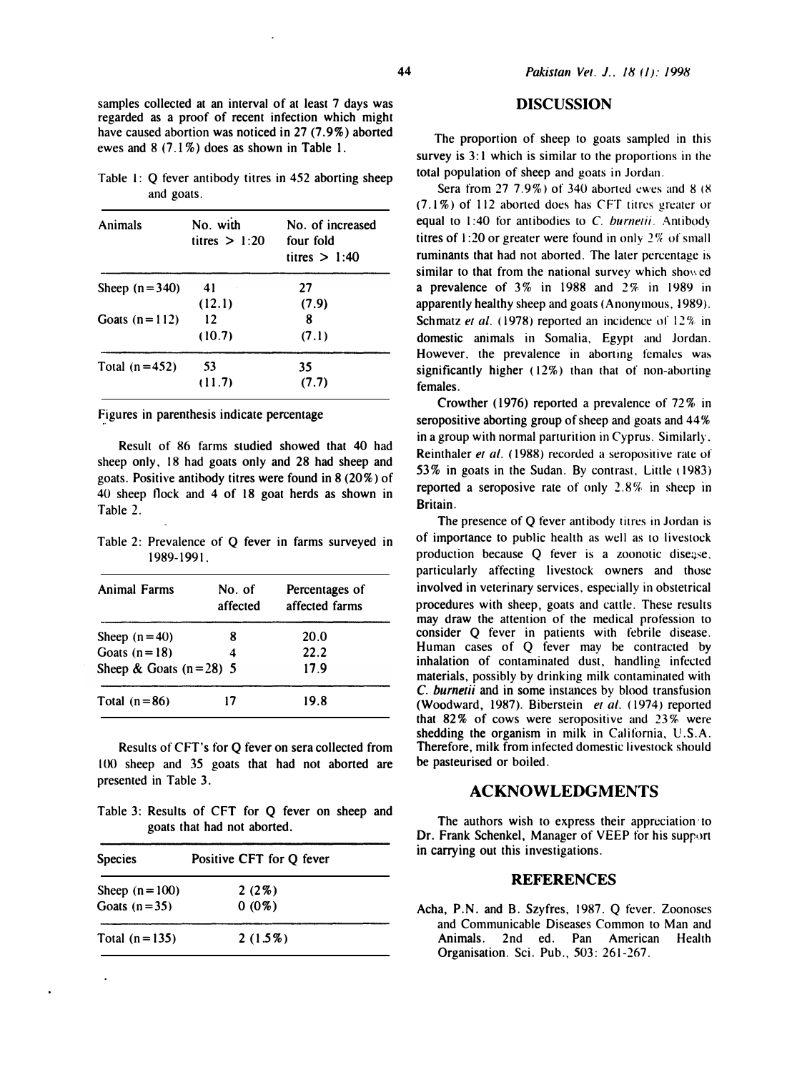samples collected at an interval of at least 7 days was regarded as a proof of recent infection which might have caused abortion was noticed in 27 (7.9%) aborted ewes and 8 (7.1%) does as shown in Table 1.

Table 1: Q fever antibody titres in 452 aborting sheep and goats.

| Animals | No. with titres > 1:20 | No. of increased four fold titres > 1:40 |
|---|---|---|
| Sheep (n=340) | 41 (12.1) | 27 (7.9) |
| Goats (n=112) | 12 (10.7) | 8 (7.1) |
| Total (n=452) | 53 (11.7) | 35 (7.7) |

Figures in parenthesis indicate percentage

Result of 86 farms studied showed that 40 had sheep only, 18 had goats only and 28 had sheep and goats. Positive antibody titres were found in 8 (20%) of 40 sheep flock and 4 of 18 goat herds as shown in Table 2.

Table 2: Prevalence of Q fever in farms surveyed in 1989-1991.

| Animal Farms | No. of affected | Percentages of affected farms |
|---|---|---|
| Sheep (n=40) | 8 | 20.0 |
| Goats (n=18) | 4 | 22.2 |
| Sheep & Goats (n=28) | 5 | 17.9 |
| Total (n=86) | 17 | 19.8 |

Results of CFT's for Q fever on sera collected from 100 sheep and 35 goats that had not aborted are presented in Table 3.

Table 3: Results of CFT for Q fever on sheep and goats that had not aborted.

| Species | Positive CFT for Q fever |
|---|---|
| Sheep (n=100) | 2 (2%) |
| Goats (n=35) | 0 (0%) |
| Total (n=135) | 2 (1.5%) |

## DISCUSSION

The proportion of sheep to goats sampled in this survey is 3:1 which is similar to the proportions in the total population of sheep and goats in Jordan.

Sera from 27 7.9%) of 340 aborted ewes and 8 (8 (7.1%) of 112 aborted does has CFT titres greater or equal to 1:40 for antibodies to *C. burnetii*. Antibody titres of 1:20 or greater were found in only 2% of small ruminants that had not aborted. The later percentage is similar to that from the national survey which showed a prevalence of 3% in 1988 and 2% in 1989 in apparently healthy sheep and goats (Anonymous, 1989). Schmatz *et al.* (1978) reported an incidence of 12% in domestic animals in Somalia, Egypt and Jordan. However, the prevalence in aborting females was significantly higher (12%) than that of non-aborting females.

Crowther (1976) reported a prevalence of 72% in seropositive aborting group of sheep and goats and 44% in a group with normal parturition in Cyprus. Similarly, Reinthaler *et al.* (1988) recorded a seropositive rate of 53% in goats in the Sudan. By contrast, Little (1983) reported a seroposive rate of only 2.8% in sheep in Britain.

The presence of Q fever antibody titres in Jordan is of importance to public health as well as to livestock production because Q fever is a zoonotic disease, particularly affecting livestock owners and those involved in veterinary services, especially in obstetrical procedures with sheep, goats and cattle. These results may draw the attention of the medical profession to consider Q fever in patients with febrile disease. Human cases of Q fever may be contracted by inhalation of contaminated dust, handling infected materials, possibly by drinking milk contaminated with *C. burnetii* and in some instances by blood transfusion (Woodward, 1987). Biberstein *et al.* (1974) reported that 82% of cows were seropositive and 23% were shedding the organism in milk in California, U.S.A. Therefore, milk from infected domestic livestock should be pasteurised or boiled.

## ACKNOWLEDGMENTS

The authors wish to express their appreciation to Dr. Frank Schenkel, Manager of VEEP for his support in carrying out this investigations.

## REFERENCES

Acha, P.N. and B. Szyfres, 1987. Q fever. Zoonoses and Communicable Diseases Common to Man and Animals. 2nd ed. Pan American Health Organisation. Sci. Pub., 503: 261-267.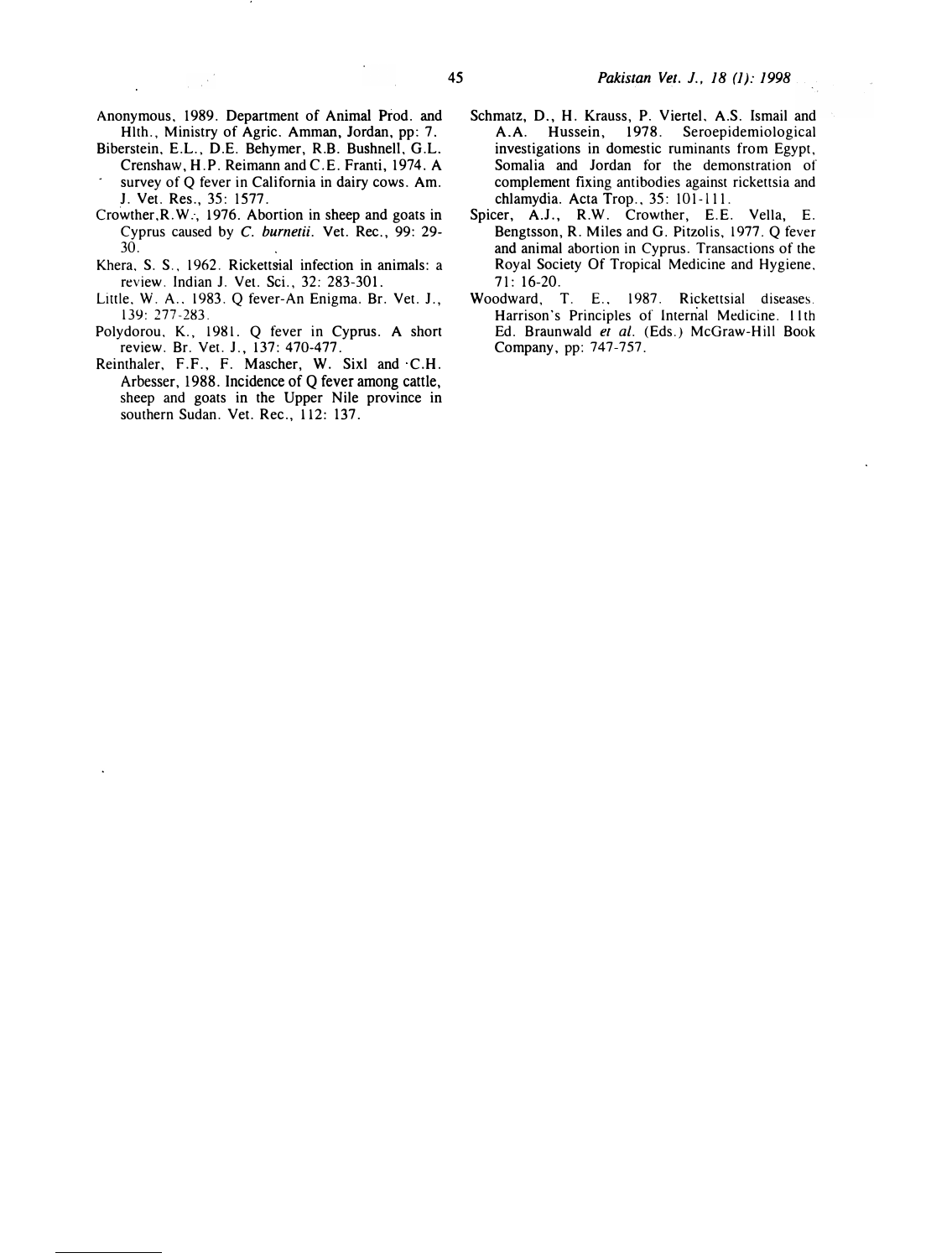Anonymous, 1989. Department of Animal Prod. and Hlth., Ministry of Agric. Amman, Jordan, pp: 7.

Biberstein, E.L., D.E. Behymer, R.B. Bushnell, G.L. Crenshaw, H.P. Reimann and C.E. Franti, 1974. A survey of Q fever in California in dairy cows. Am. J. Vet. Res., 35: 1577.

Crowther, R.W., 1976. Abortion in sheep and goats in Cyprus caused by *C. burnetii*. Vet. Rec., 99: 29-30.

Khera, S. S., 1962. Rickettsial infection in animals: a review. Indian J. Vet. Sci., 32: 283-301.

Little, W. A., 1983. Q fever-An Enigma. Br. Vet. J., 139: 277-283.

Polydorou, K., 1981. Q fever in Cyprus. A short review. Br. Vet. J., 137: 470-477.

Reinthaler, F.F., F. Mascher, W. Sixl and C.H. Arbesser, 1988. Incidence of Q fever among cattle, sheep and goats in the Upper Nile province in southern Sudan. Vet. Rec., 112: 137.

Schmatz, D., H. Krauss, P. Viertel, A.S. Ismail and A.A. Hussein, 1978. Seroepidemiological investigations in domestic ruminants from Egypt, Somalia and Jordan for the demonstration of complement fixing antibodies against rickettsia and chlamydia. Acta Trop., 35: 101-111.

Spicer, A.J., R.W. Crowther, E.E. Vella, E. Bengtsson, R. Miles and G. Pitzolis, 1977. Q fever and animal abortion in Cyprus. Transactions of the Royal Society Of Tropical Medicine and Hygiene, 71: 16-20.

Woodward, T. E., 1987. Rickettsial diseases. Harrison's Principles of Internal Medicine. 11th Ed. Braunwald *et al.* (Eds.) McGraw-Hill Book Company, pp: 747-757.